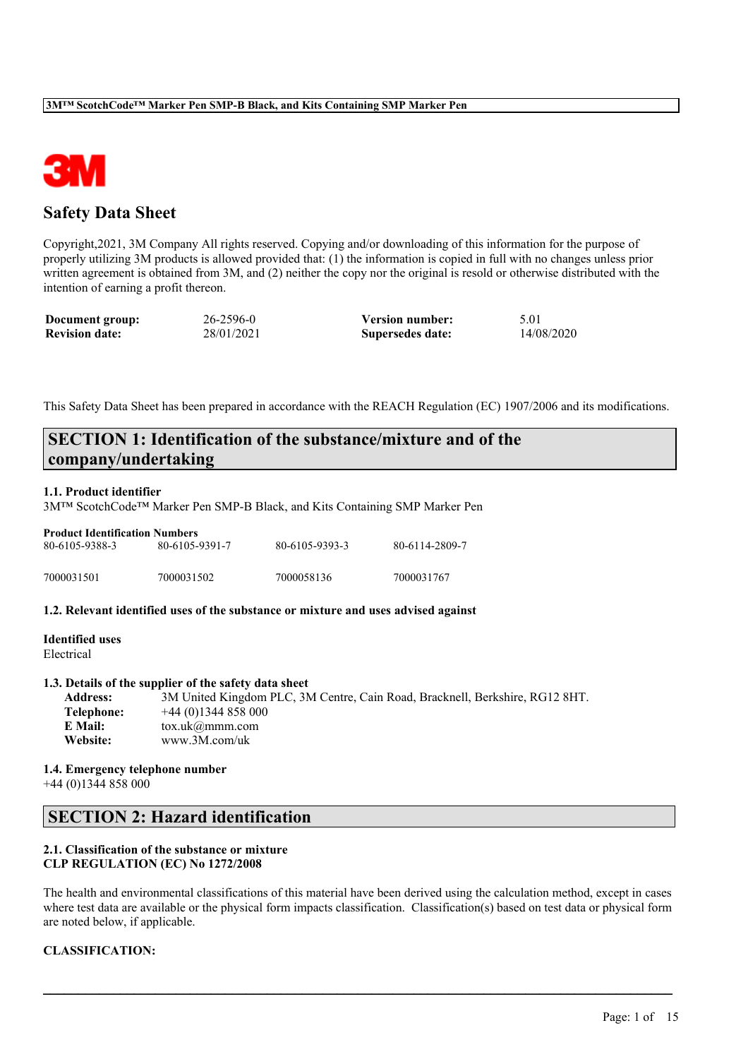# Safety Data Sheet

Copyright,2021, 3M Company All rights reserved. Copying and/or downloading of this information for the purpose of properly utilizing 3M products is allowed provided that: (1) the information is copied in full with no changes unless prior written agreement is obtained from 3M, and (2) neither the copy nor the original is resold or otherwise distributed with the intention of earning a profit thereon.

| | | | |
|---|---|---|---|
| **Document group:** | 26-2596-0 | **Version number:** | 5.01 |
| **Revision date:** | 28/01/2021 | **Supersedes date:** | 14/08/2020 |

This Safety Data Sheet has been prepared in accordance with the REACH Regulation (EC) 1907/2006 and its modifications.

## SECTION 1: Identification of the substance/mixture and of the company/undertaking

### 1.1. Product identifier

3M™ ScotchCode™ Marker Pen SMP-B Black, and Kits Containing SMP Marker Pen

**Product Identification Numbers**

| | | | |
|---|---|---|---|
| 80-6105-9388-3 | 80-6105-9391-7 | 80-6105-9393-3 | 80-6114-2809-7 |
| 7000031501 | 7000031502 | 7000058136 | 7000031767 |

### 1.2. Relevant identified uses of the substance or mixture and uses advised against

**Identified uses**

Electrical

### 1.3. Details of the supplier of the safety data sheet

**Address:** 3M United Kingdom PLC, 3M Centre, Cain Road, Bracknell, Berkshire, RG12 8HT.
**Telephone:** +44 (0)1344 858 000
**E Mail:** tox.uk@mmm.com
**Website:** www.3M.com/uk

### 1.4. Emergency telephone number

+44 (0)1344 858 000

## SECTION 2: Hazard identification

### 2.1. Classification of the substance or mixture

**CLP REGULATION (EC) No 1272/2008**

The health and environmental classifications of this material have been derived using the calculation method, except in cases where test data are available or the physical form impacts classification. Classification(s) based on test data or physical form are noted below, if applicable.

**CLASSIFICATION:**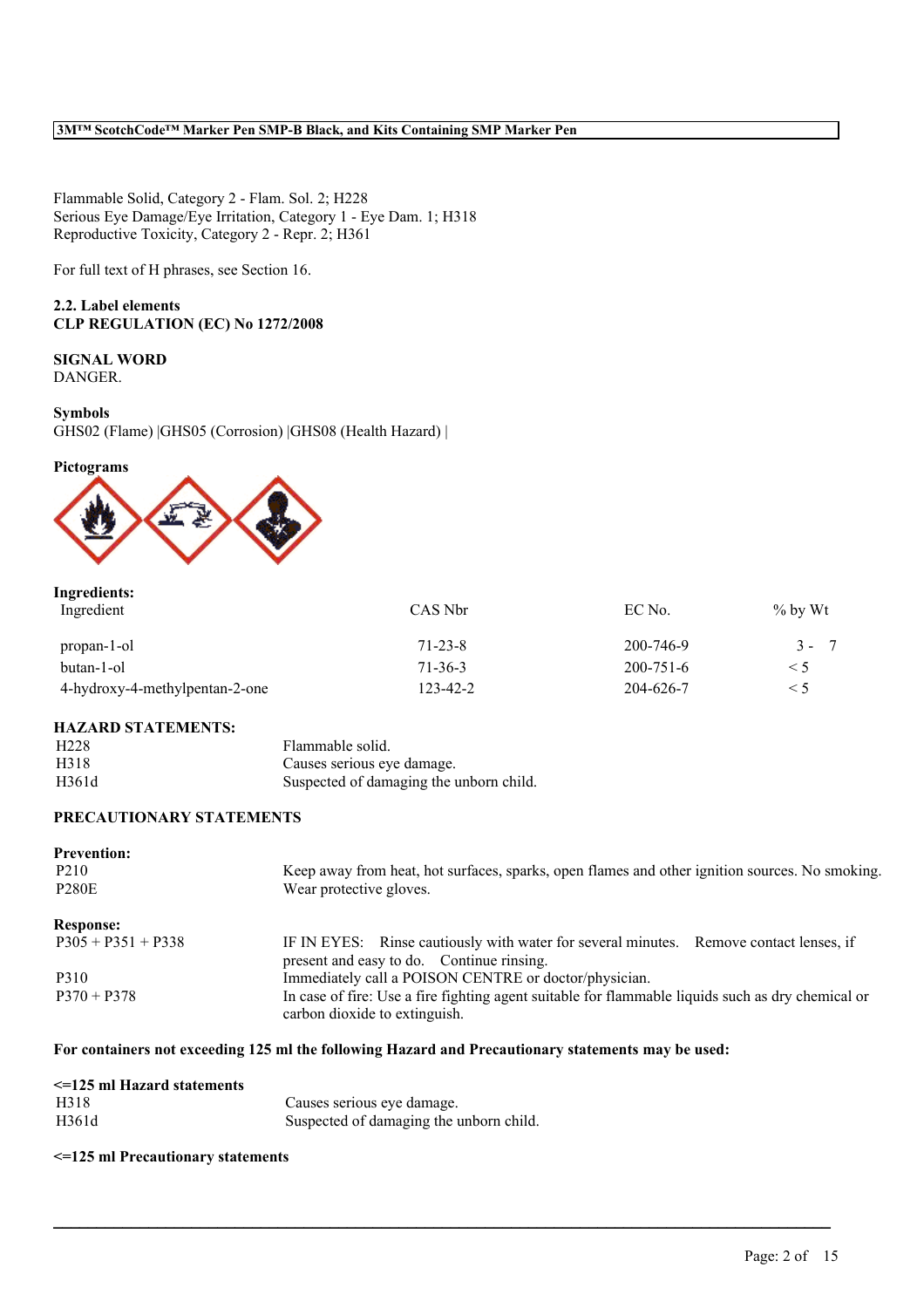Flammable Solid, Category 2 - Flam. Sol. 2; H228
Serious Eye Damage/Eye Irritation, Category 1 - Eye Dam. 1; H318
Reproductive Toxicity, Category 2 - Repr. 2; H361

For full text of H phrases, see Section 16.

**2.2. Label elements**
**CLP REGULATION (EC) No 1272/2008**

**SIGNAL WORD**
DANGER.

**Symbols**
GHS02 (Flame) |GHS05 (Corrosion) |GHS08 (Health Hazard) |

**Pictograms**

**Ingredients:**

| Ingredient | CAS Nbr | EC No. | % by Wt |
|---|---|---|---|
| propan-1-ol | 71-23-8 | 200-746-9 | 3 - 7 |
| butan-1-ol | 71-36-3 | 200-751-6 | < 5 |
| 4-hydroxy-4-methylpentan-2-one | 123-42-2 | 204-626-7 | < 5 |

**HAZARD STATEMENTS:**

| | |
|---|---|
| H228 | Flammable solid. |
| H318 | Causes serious eye damage. |
| H361d | Suspected of damaging the unborn child. |

**PRECAUTIONARY STATEMENTS**

**Prevention:**

| | |
|---|---|
| P210 | Keep away from heat, hot surfaces, sparks, open flames and other ignition sources. No smoking. |
| P280E | Wear protective gloves. |

**Response:**

| | |
|---|---|
| P305 + P351 + P338 | IF IN EYES: Rinse cautiously with water for several minutes. Remove contact lenses, if present and easy to do. Continue rinsing. |
| P310 | Immediately call a POISON CENTRE or doctor/physician. |
| P370 + P378 | In case of fire: Use a fire fighting agent suitable for flammable liquids such as dry chemical or carbon dioxide to extinguish. |

**For containers not exceeding 125 ml the following Hazard and Precautionary statements may be used:**

**<=125 ml Hazard statements**

| | |
|---|---|
| H318 | Causes serious eye damage. |
| H361d | Suspected of damaging the unborn child. |

**<=125 ml Precautionary statements**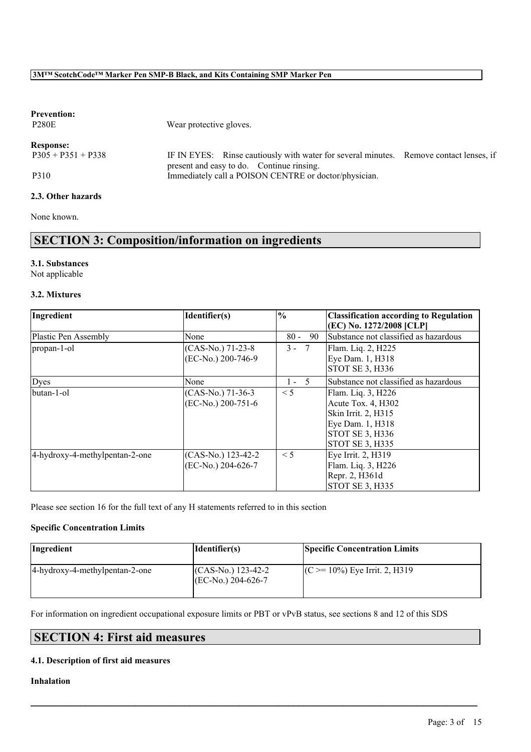**Prevention:**

P280E Wear protective gloves.

**Response:**

P305 + P351 + P338 IF IN EYES: Rinse cautiously with water for several minutes. Remove contact lenses, if present and easy to do. Continue rinsing.

P310 Immediately call a POISON CENTRE or doctor/physician.

### 2.3. Other hazards

None known.

## SECTION 3: Composition/information on ingredients

### 3.1. Substances

Not applicable

### 3.2. Mixtures

| Ingredient | Identifier(s) | % | Classification according to Regulation (EC) No. 1272/2008 [CLP] |
|---|---|---|---|
| Plastic Pen Assembly | None | 80 - 90 | Substance not classified as hazardous |
| propan-1-ol | (CAS-No.) 71-23-8<br>(EC-No.) 200-746-9 | 3 - 7 | Flam. Liq. 2, H225<br>Eye Dam. 1, H318<br>STOT SE 3, H336 |
| Dyes | None | 1 - 5 | Substance not classified as hazardous |
| butan-1-ol | (CAS-No.) 71-36-3<br>(EC-No.) 200-751-6 | < 5 | Flam. Liq. 3, H226<br>Acute Tox. 4, H302<br>Skin Irrit. 2, H315<br>Eye Dam. 1, H318<br>STOT SE 3, H336<br>STOT SE 3, H335 |
| 4-hydroxy-4-methylpentan-2-one | (CAS-No.) 123-42-2<br>(EC-No.) 204-626-7 | < 5 | Eye Irrit. 2, H319<br>Flam. Liq. 3, H226<br>Repr. 2, H361d<br>STOT SE 3, H335 |

Please see section 16 for the full text of any H statements referred to in this section

**Specific Concentration Limits**

| Ingredient | Identifier(s) | Specific Concentration Limits |
|---|---|---|
| 4-hydroxy-4-methylpentan-2-one | (CAS-No.) 123-42-2<br>(EC-No.) 204-626-7 | (C >= 10%) Eye Irrit. 2, H319 |

For information on ingredient occupational exposure limits or PBT or vPvB status, see sections 8 and 12 of this SDS

## SECTION 4: First aid measures

### 4.1. Description of first aid measures

**Inhalation**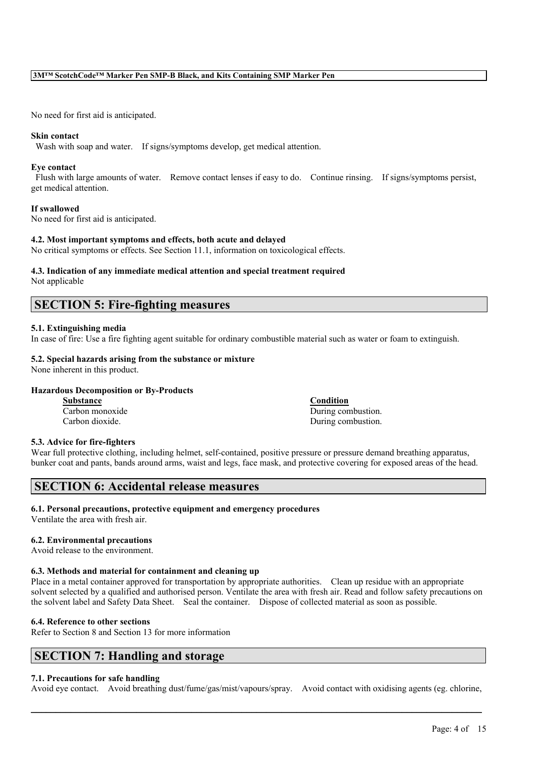No need for first aid is anticipated.

**Skin contact**
Wash with soap and water. If signs/symptoms develop, get medical attention.

**Eye contact**
Flush with large amounts of water. Remove contact lenses if easy to do. Continue rinsing. If signs/symptoms persist, get medical attention.

**If swallowed**
No need for first aid is anticipated.

**4.2. Most important symptoms and effects, both acute and delayed**
No critical symptoms or effects. See Section 11.1, information on toxicological effects.

**4.3. Indication of any immediate medical attention and special treatment required**
Not applicable

## SECTION 5: Fire-fighting measures

**5.1. Extinguishing media**
In case of fire: Use a fire fighting agent suitable for ordinary combustible material such as water or foam to extinguish.

**5.2. Special hazards arising from the substance or mixture**
None inherent in this product.

**Hazardous Decomposition or By-Products**

| Substance | Condition |
|---|---|
| Carbon monoxide | During combustion. |
| Carbon dioxide. | During combustion. |

**5.3. Advice for fire-fighters**
Wear full protective clothing, including helmet, self-contained, positive pressure or pressure demand breathing apparatus, bunker coat and pants, bands around arms, waist and legs, face mask, and protective covering for exposed areas of the head.

## SECTION 6: Accidental release measures

**6.1. Personal precautions, protective equipment and emergency procedures**
Ventilate the area with fresh air.

**6.2. Environmental precautions**
Avoid release to the environment.

**6.3. Methods and material for containment and cleaning up**
Place in a metal container approved for transportation by appropriate authorities. Clean up residue with an appropriate solvent selected by a qualified and authorised person. Ventilate the area with fresh air. Read and follow safety precautions on the solvent label and Safety Data Sheet. Seal the container. Dispose of collected material as soon as possible.

**6.4. Reference to other sections**
Refer to Section 8 and Section 13 for more information

## SECTION 7: Handling and storage

**7.1. Precautions for safe handling**
Avoid eye contact. Avoid breathing dust/fume/gas/mist/vapours/spray. Avoid contact with oxidising agents (eg. chlorine,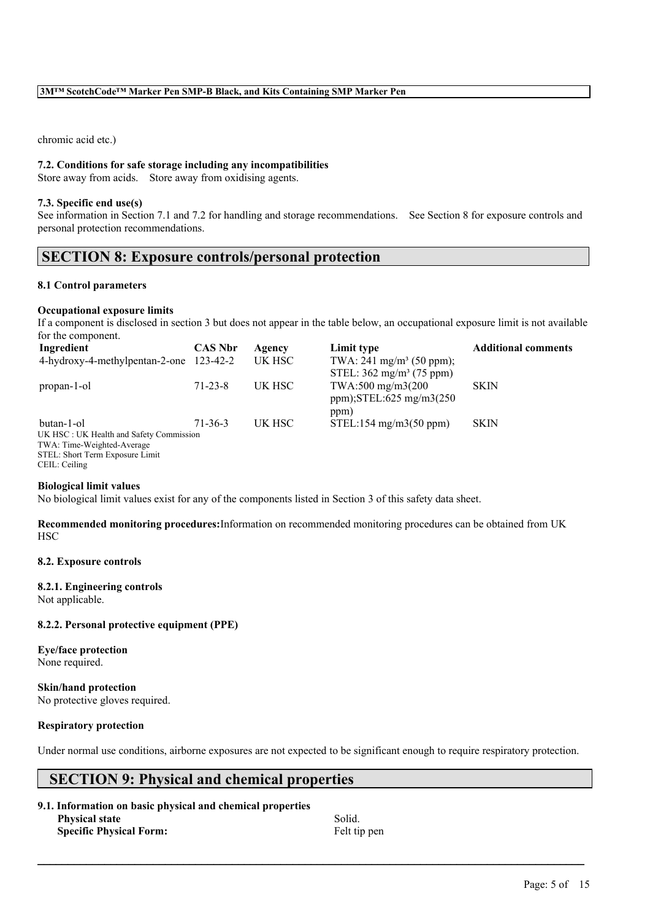chromic acid etc.)

#### 7.2. Conditions for safe storage including any incompatibilities

Store away from acids. Store away from oxidising agents.

#### 7.3. Specific end use(s)

See information in Section 7.1 and 7.2 for handling and storage recommendations. See Section 8 for exposure controls and personal protection recommendations.

## SECTION 8: Exposure controls/personal protection

#### 8.1 Control parameters

**Occupational exposure limits**

If a component is disclosed in section 3 but does not appear in the table below, an occupational exposure limit is not available for the component.

| Ingredient | CAS Nbr | Agency | Limit type | Additional comments |
|---|---|---|---|---|
| 4-hydroxy-4-methylpentan-2-one | 123-42-2 | UK HSC | TWA: 241 mg/m³ (50 ppm); STEL: 362 mg/m³ (75 ppm) | |
| propan-1-ol | 71-23-8 | UK HSC | TWA:500 mg/m3(200 ppm);STEL:625 mg/m3(250 ppm) | SKIN |
| butan-1-ol | 71-36-3 | UK HSC | STEL:154 mg/m3(50 ppm) | SKIN |

UK HSC : UK Health and Safety Commission
TWA: Time-Weighted-Average
STEL: Short Term Exposure Limit
CEIL: Ceiling

**Biological limit values**

No biological limit values exist for any of the components listed in Section 3 of this safety data sheet.

**Recommended monitoring procedures:**Information on recommended monitoring procedures can be obtained from UK HSC

#### 8.2. Exposure controls

**8.2.1. Engineering controls**

Not applicable.

**8.2.2. Personal protective equipment (PPE)**

**Eye/face protection**

None required.

**Skin/hand protection**

No protective gloves required.

**Respiratory protection**

Under normal use conditions, airborne exposures are not expected to be significant enough to require respiratory protection.

## SECTION 9: Physical and chemical properties

#### 9.1. Information on basic physical and chemical properties

| | |
|---|---|
| **Physical state** | Solid. |
| **Specific Physical Form:** | Felt tip pen |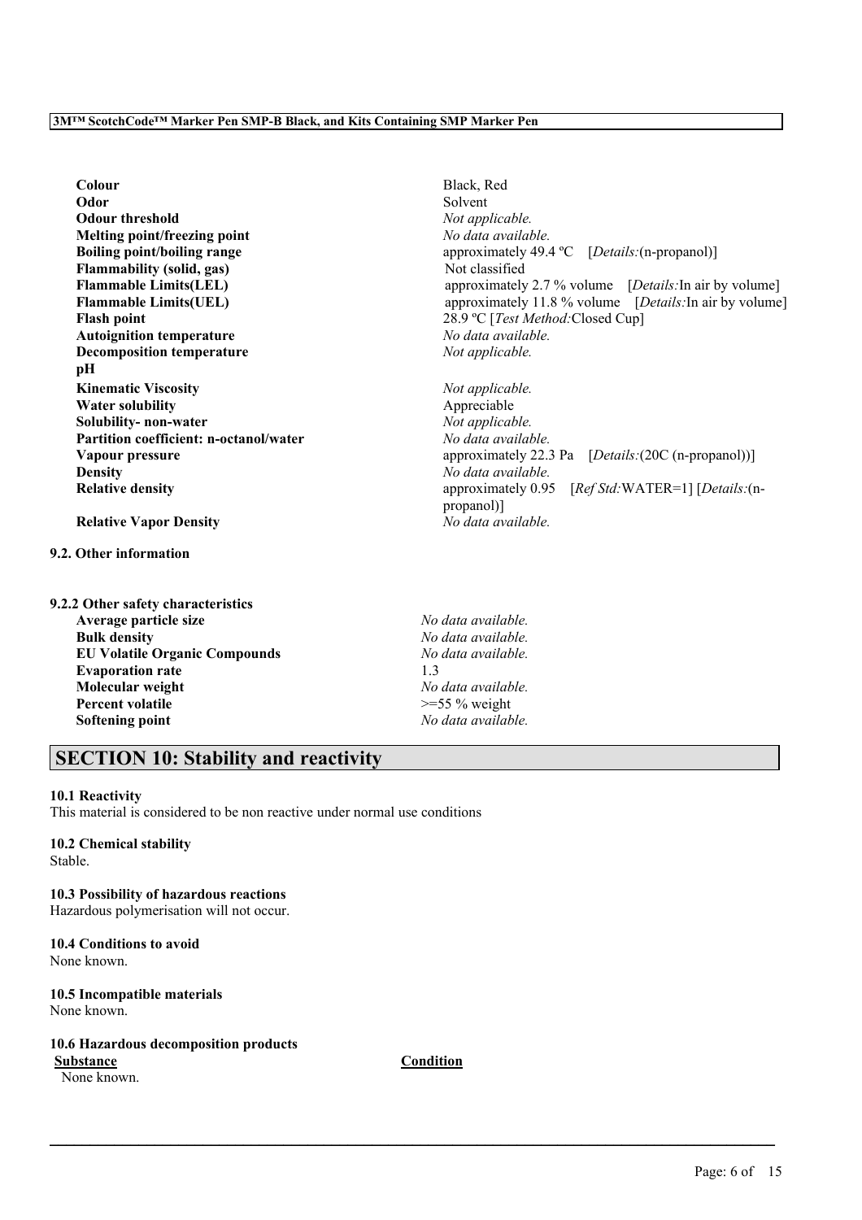| | |
|---|---|
| **Colour** | Black, Red |
| **Odor** | Solvent |
| **Odour threshold** | *Not applicable.* |
| **Melting point/freezing point** | *No data available.* |
| **Boiling point/boiling range** | approximately 49.4 ºC [*Details:*(n-propanol)] |
| **Flammability (solid, gas)** | Not classified |
| **Flammable Limits(LEL)** | approximately 2.7 % volume [*Details:*In air by volume] |
| **Flammable Limits(UEL)** | approximately 11.8 % volume [*Details:*In air by volume] |
| **Flash point** | 28.9 ºC [*Test Method:*Closed Cup] |
| **Autoignition temperature** | *No data available.* |
| **Decomposition temperature** | *Not applicable.* |
| **pH** | |
| **Kinematic Viscosity** | *Not applicable.* |
| **Water solubility** | Appreciable |
| **Solubility- non-water** | *Not applicable.* |
| **Partition coefficient: n-octanol/water** | *No data available.* |
| **Vapour pressure** | approximately 22.3 Pa [*Details:*(20C (n-propanol))] |
| **Density** | *No data available.* |
| **Relative density** | approximately 0.95 [*Ref Std:*WATER=1] [*Details:*(n-propanol)] |
| **Relative Vapor Density** | *No data available.* |

**9.2. Other information**

**9.2.2 Other safety characteristics**

| | |
|---|---|
| **Average particle size** | *No data available.* |
| **Bulk density** | *No data available.* |
| **EU Volatile Organic Compounds** | *No data available.* |
| **Evaporation rate** | 1.3 |
| **Molecular weight** | *No data available.* |
| **Percent volatile** | >=55 % weight |
| **Softening point** | *No data available.* |

## SECTION 10: Stability and reactivity

**10.1 Reactivity**

This material is considered to be non reactive under normal use conditions

**10.2 Chemical stability**

Stable.

**10.3 Possibility of hazardous reactions**

Hazardous polymerisation will not occur.

**10.4 Conditions to avoid**

None known.

**10.5 Incompatible materials**

None known.

**10.6 Hazardous decomposition products**

| Substance | Condition |
|---|---|
| None known. | |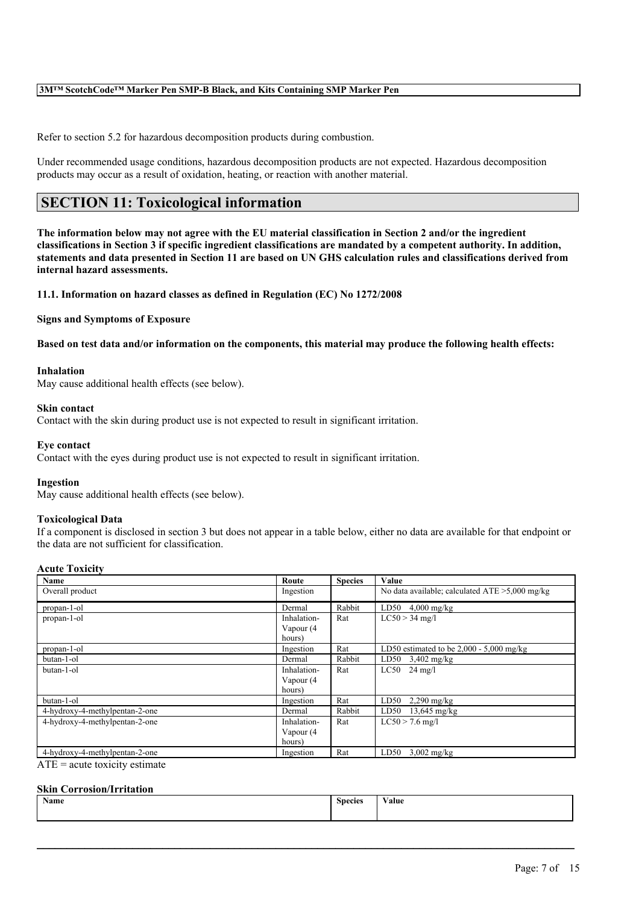Refer to section 5.2 for hazardous decomposition products during combustion.

Under recommended usage conditions, hazardous decomposition products are not expected. Hazardous decomposition products may occur as a result of oxidation, heating, or reaction with another material.

## SECTION 11: Toxicological information

**The information below may not agree with the EU material classification in Section 2 and/or the ingredient classifications in Section 3 if specific ingredient classifications are mandated by a competent authority. In addition, statements and data presented in Section 11 are based on UN GHS calculation rules and classifications derived from internal hazard assessments.**

**11.1. Information on hazard classes as defined in Regulation (EC) No 1272/2008**

**Signs and Symptoms of Exposure**

**Based on test data and/or information on the components, this material may produce the following health effects:**

**Inhalation**
May cause additional health effects (see below).

**Skin contact**
Contact with the skin during product use is not expected to result in significant irritation.

**Eye contact**
Contact with the eyes during product use is not expected to result in significant irritation.

**Ingestion**
May cause additional health effects (see below).

**Toxicological Data**
If a component is disclosed in section 3 but does not appear in a table below, either no data are available for that endpoint or the data are not sufficient for classification.

**Acute Toxicity**

| Name | Route | Species | Value |
|---|---|---|---|
| Overall product | Ingestion | | No data available; calculated ATE >5,000 mg/kg |
| propan-1-ol | Dermal | Rabbit | LD50 4,000 mg/kg |
| propan-1-ol | Inhalation-Vapour (4 hours) | Rat | LC50 > 34 mg/l |
| propan-1-ol | Ingestion | Rat | LD50 estimated to be 2,000 - 5,000 mg/kg |
| butan-1-ol | Dermal | Rabbit | LD50 3,402 mg/kg |
| butan-1-ol | Inhalation-Vapour (4 hours) | Rat | LC50 24 mg/l |
| butan-1-ol | Ingestion | Rat | LD50 2,290 mg/kg |
| 4-hydroxy-4-methylpentan-2-one | Dermal | Rabbit | LD50 13,645 mg/kg |
| 4-hydroxy-4-methylpentan-2-one | Inhalation-Vapour (4 hours) | Rat | LC50 > 7.6 mg/l |
| 4-hydroxy-4-methylpentan-2-one | Ingestion | Rat | LD50 3,002 mg/kg |

ATE = acute toxicity estimate

**Skin Corrosion/Irritation**

| Name | Species | Value |
|---|---|---|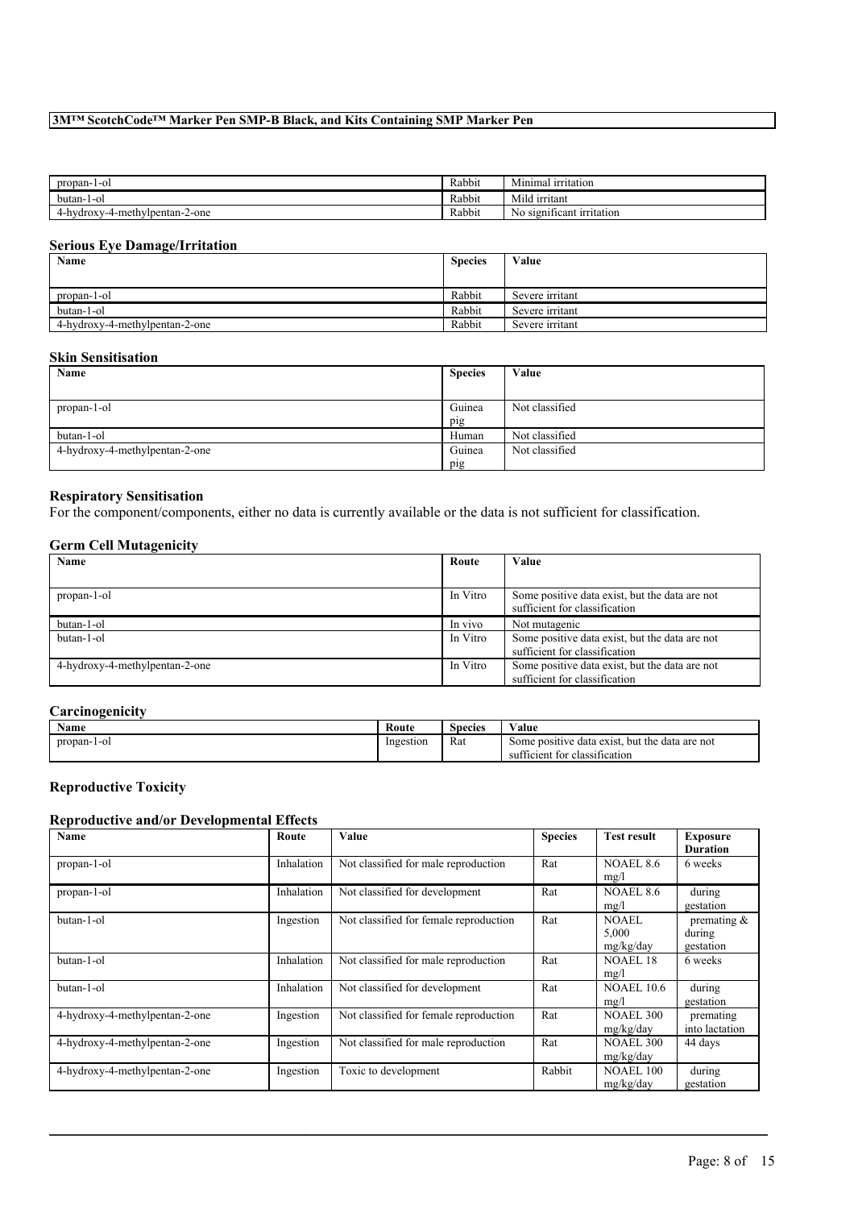| | | |
|---|---|---|
| propan-1-ol | Rabbit | Minimal irritation |
| butan-1-ol | Rabbit | Mild irritant |
| 4-hydroxy-4-methylpentan-2-one | Rabbit | No significant irritation |

### Serious Eye Damage/Irritation

| Name | Species | Value |
|---|---|---|
| propan-1-ol | Rabbit | Severe irritant |
| butan-1-ol | Rabbit | Severe irritant |
| 4-hydroxy-4-methylpentan-2-one | Rabbit | Severe irritant |

### Skin Sensitisation

| Name | Species | Value |
|---|---|---|
| propan-1-ol | Guinea pig | Not classified |
| butan-1-ol | Human | Not classified |
| 4-hydroxy-4-methylpentan-2-one | Guinea pig | Not classified |

### Respiratory Sensitisation

For the component/components, either no data is currently available or the data is not sufficient for classification.

### Germ Cell Mutagenicity

| Name | Route | Value |
|---|---|---|
| propan-1-ol | In Vitro | Some positive data exist, but the data are not sufficient for classification |
| butan-1-ol | In vivo | Not mutagenic |
| butan-1-ol | In Vitro | Some positive data exist, but the data are not sufficient for classification |
| 4-hydroxy-4-methylpentan-2-one | In Vitro | Some positive data exist, but the data are not sufficient for classification |

### Carcinogenicity

| Name | Route | Species | Value |
|---|---|---|---|
| propan-1-ol | Ingestion | Rat | Some positive data exist, but the data are not sufficient for classification |

### Reproductive Toxicity

### Reproductive and/or Developmental Effects

| Name | Route | Value | Species | Test result | Exposure Duration |
|---|---|---|---|---|---|
| propan-1-ol | Inhalation | Not classified for male reproduction | Rat | NOAEL 8.6 mg/l | 6 weeks |
| propan-1-ol | Inhalation | Not classified for development | Rat | NOAEL 8.6 mg/l | during gestation |
| butan-1-ol | Ingestion | Not classified for female reproduction | Rat | NOAEL 5,000 mg/kg/day | premating & during gestation |
| butan-1-ol | Inhalation | Not classified for male reproduction | Rat | NOAEL 18 mg/l | 6 weeks |
| butan-1-ol | Inhalation | Not classified for development | Rat | NOAEL 10.6 mg/l | during gestation |
| 4-hydroxy-4-methylpentan-2-one | Ingestion | Not classified for female reproduction | Rat | NOAEL 300 mg/kg/day | premating into lactation |
| 4-hydroxy-4-methylpentan-2-one | Ingestion | Not classified for male reproduction | Rat | NOAEL 300 mg/kg/day | 44 days |
| 4-hydroxy-4-methylpentan-2-one | Ingestion | Toxic to development | Rabbit | NOAEL 100 mg/kg/day | during gestation |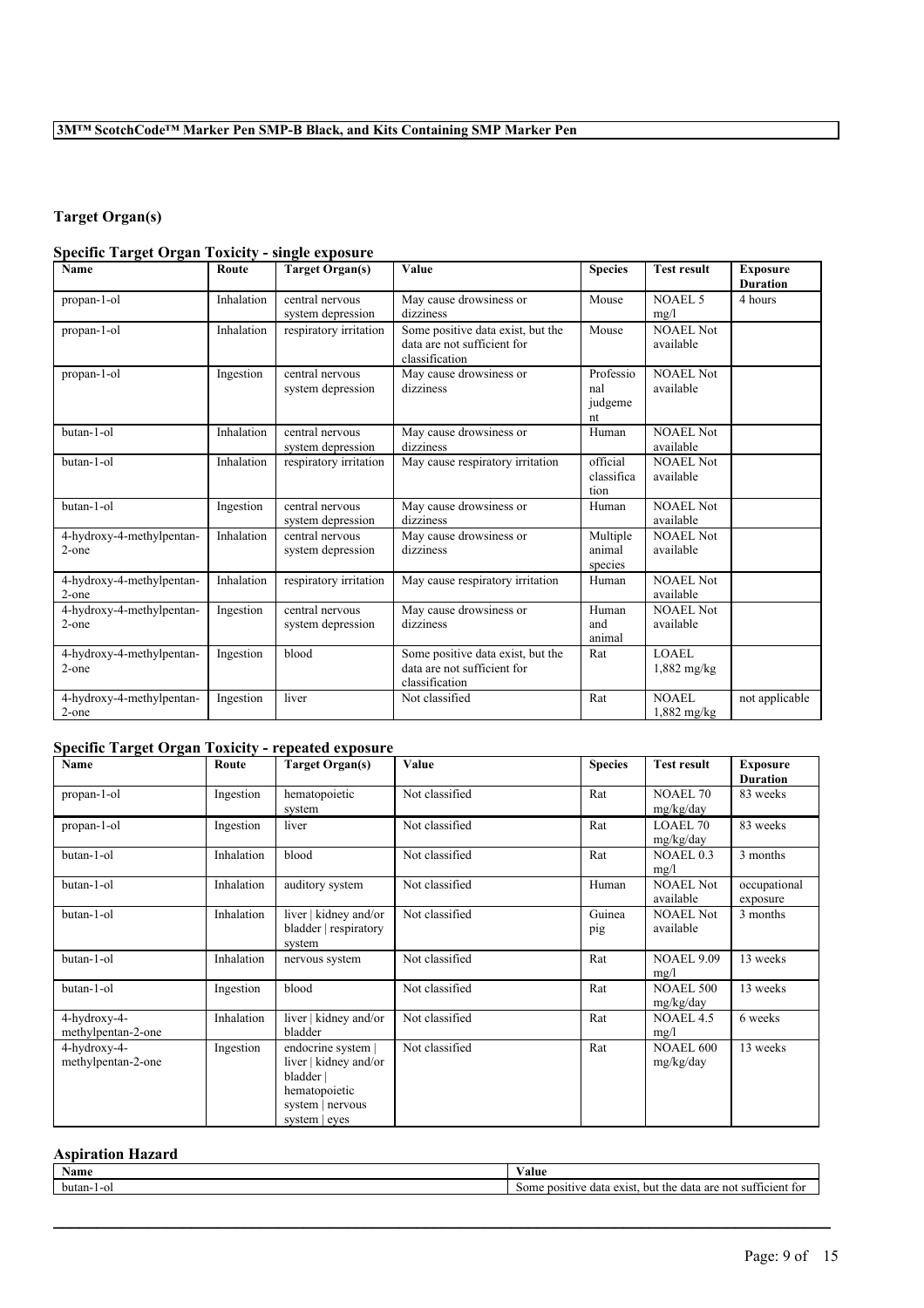## Target Organ(s)

### Specific Target Organ Toxicity - single exposure

| Name | Route | Target Organ(s) | Value | Species | Test result | Exposure Duration |
|---|---|---|---|---|---|---|
| propan-1-ol | Inhalation | central nervous system depression | May cause drowsiness or dizziness | Mouse | NOAEL 5 mg/l | 4 hours |
| propan-1-ol | Inhalation | respiratory irritation | Some positive data exist, but the data are not sufficient for classification | Mouse | NOAEL Not available | |
| propan-1-ol | Ingestion | central nervous system depression | May cause drowsiness or dizziness | Professional judgement | NOAEL Not available | |
| butan-1-ol | Inhalation | central nervous system depression | May cause drowsiness or dizziness | Human | NOAEL Not available | |
| butan-1-ol | Inhalation | respiratory irritation | May cause respiratory irritation | official classification | NOAEL Not available | |
| butan-1-ol | Ingestion | central nervous system depression | May cause drowsiness or dizziness | Human | NOAEL Not available | |
| 4-hydroxy-4-methylpentan-2-one | Inhalation | central nervous system depression | May cause drowsiness or dizziness | Multiple animal species | NOAEL Not available | |
| 4-hydroxy-4-methylpentan-2-one | Inhalation | respiratory irritation | May cause respiratory irritation | Human | NOAEL Not available | |
| 4-hydroxy-4-methylpentan-2-one | Ingestion | central nervous system depression | May cause drowsiness or dizziness | Human and animal | NOAEL Not available | |
| 4-hydroxy-4-methylpentan-2-one | Ingestion | blood | Some positive data exist, but the data are not sufficient for classification | Rat | LOAEL 1,882 mg/kg | |
| 4-hydroxy-4-methylpentan-2-one | Ingestion | liver | Not classified | Rat | NOAEL 1,882 mg/kg | not applicable |

### Specific Target Organ Toxicity - repeated exposure

| Name | Route | Target Organ(s) | Value | Species | Test result | Exposure Duration |
|---|---|---|---|---|---|---|
| propan-1-ol | Ingestion | hematopoietic system | Not classified | Rat | NOAEL 70 mg/kg/day | 83 weeks |
| propan-1-ol | Ingestion | liver | Not classified | Rat | LOAEL 70 mg/kg/day | 83 weeks |
| butan-1-ol | Inhalation | blood | Not classified | Rat | NOAEL 0.3 mg/l | 3 months |
| butan-1-ol | Inhalation | auditory system | Not classified | Human | NOAEL Not available | occupational exposure |
| butan-1-ol | Inhalation | liver \| kidney and/or bladder \| respiratory system | Not classified | Guinea pig | NOAEL Not available | 3 months |
| butan-1-ol | Inhalation | nervous system | Not classified | Rat | NOAEL 9.09 mg/l | 13 weeks |
| butan-1-ol | Ingestion | blood | Not classified | Rat | NOAEL 500 mg/kg/day | 13 weeks |
| 4-hydroxy-4-methylpentan-2-one | Inhalation | liver \| kidney and/or bladder | Not classified | Rat | NOAEL 4.5 mg/l | 6 weeks |
| 4-hydroxy-4-methylpentan-2-one | Ingestion | endocrine system \| liver \| kidney and/or bladder \| hematopoietic system \| nervous system \| eyes | Not classified | Rat | NOAEL 600 mg/kg/day | 13 weeks |

### Aspiration Hazard

| Name | Value |
|---|---|
| butan-1-ol | Some positive data exist, but the data are not sufficient for |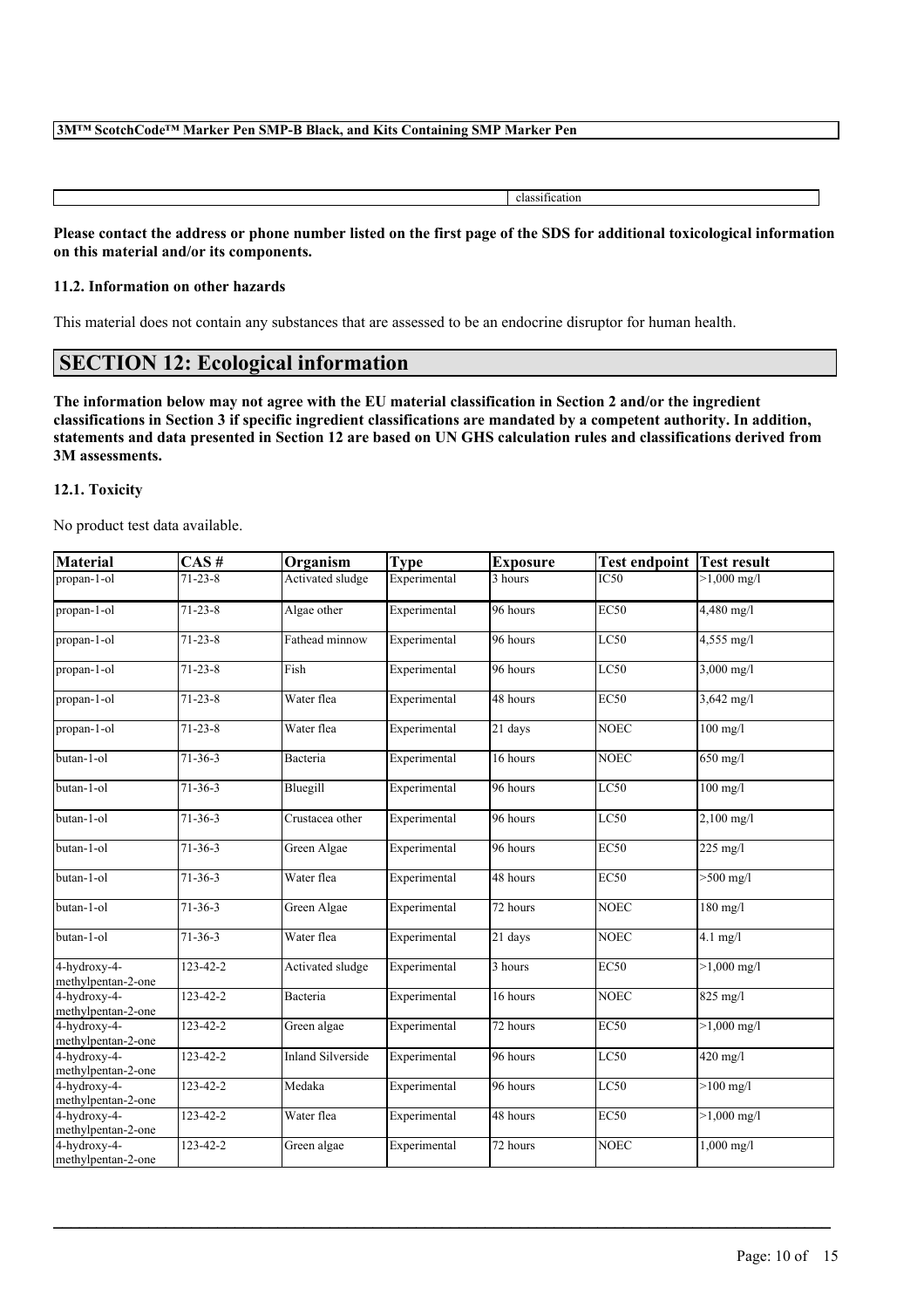| | classification |
|---|---|

**Please contact the address or phone number listed on the first page of the SDS for additional toxicological information on this material and/or its components.**

### 11.2. Information on other hazards

This material does not contain any substances that are assessed to be an endocrine disruptor for human health.

## SECTION 12: Ecological information

**The information below may not agree with the EU material classification in Section 2 and/or the ingredient classifications in Section 3 if specific ingredient classifications are mandated by a competent authority. In addition, statements and data presented in Section 12 are based on UN GHS calculation rules and classifications derived from 3M assessments.**

### 12.1. Toxicity

No product test data available.

| Material | CAS # | Organism | Type | Exposure | Test endpoint | Test result |
|---|---|---|---|---|---|---|
| propan-1-ol | 71-23-8 | Activated sludge | Experimental | 3 hours | IC50 | >1,000 mg/l |
| propan-1-ol | 71-23-8 | Algae other | Experimental | 96 hours | EC50 | 4,480 mg/l |
| propan-1-ol | 71-23-8 | Fathead minnow | Experimental | 96 hours | LC50 | 4,555 mg/l |
| propan-1-ol | 71-23-8 | Fish | Experimental | 96 hours | LC50 | 3,000 mg/l |
| propan-1-ol | 71-23-8 | Water flea | Experimental | 48 hours | EC50 | 3,642 mg/l |
| propan-1-ol | 71-23-8 | Water flea | Experimental | 21 days | NOEC | 100 mg/l |
| butan-1-ol | 71-36-3 | Bacteria | Experimental | 16 hours | NOEC | 650 mg/l |
| butan-1-ol | 71-36-3 | Bluegill | Experimental | 96 hours | LC50 | 100 mg/l |
| butan-1-ol | 71-36-3 | Crustacea other | Experimental | 96 hours | LC50 | 2,100 mg/l |
| butan-1-ol | 71-36-3 | Green Algae | Experimental | 96 hours | EC50 | 225 mg/l |
| butan-1-ol | 71-36-3 | Water flea | Experimental | 48 hours | EC50 | >500 mg/l |
| butan-1-ol | 71-36-3 | Green Algae | Experimental | 72 hours | NOEC | 180 mg/l |
| butan-1-ol | 71-36-3 | Water flea | Experimental | 21 days | NOEC | 4.1 mg/l |
| 4-hydroxy-4-methylpentan-2-one | 123-42-2 | Activated sludge | Experimental | 3 hours | EC50 | >1,000 mg/l |
| 4-hydroxy-4-methylpentan-2-one | 123-42-2 | Bacteria | Experimental | 16 hours | NOEC | 825 mg/l |
| 4-hydroxy-4-methylpentan-2-one | 123-42-2 | Green algae | Experimental | 72 hours | EC50 | >1,000 mg/l |
| 4-hydroxy-4-methylpentan-2-one | 123-42-2 | Inland Silverside | Experimental | 96 hours | LC50 | 420 mg/l |
| 4-hydroxy-4-methylpentan-2-one | 123-42-2 | Medaka | Experimental | 96 hours | LC50 | >100 mg/l |
| 4-hydroxy-4-methylpentan-2-one | 123-42-2 | Water flea | Experimental | 48 hours | EC50 | >1,000 mg/l |
| 4-hydroxy-4-methylpentan-2-one | 123-42-2 | Green algae | Experimental | 72 hours | NOEC | 1,000 mg/l |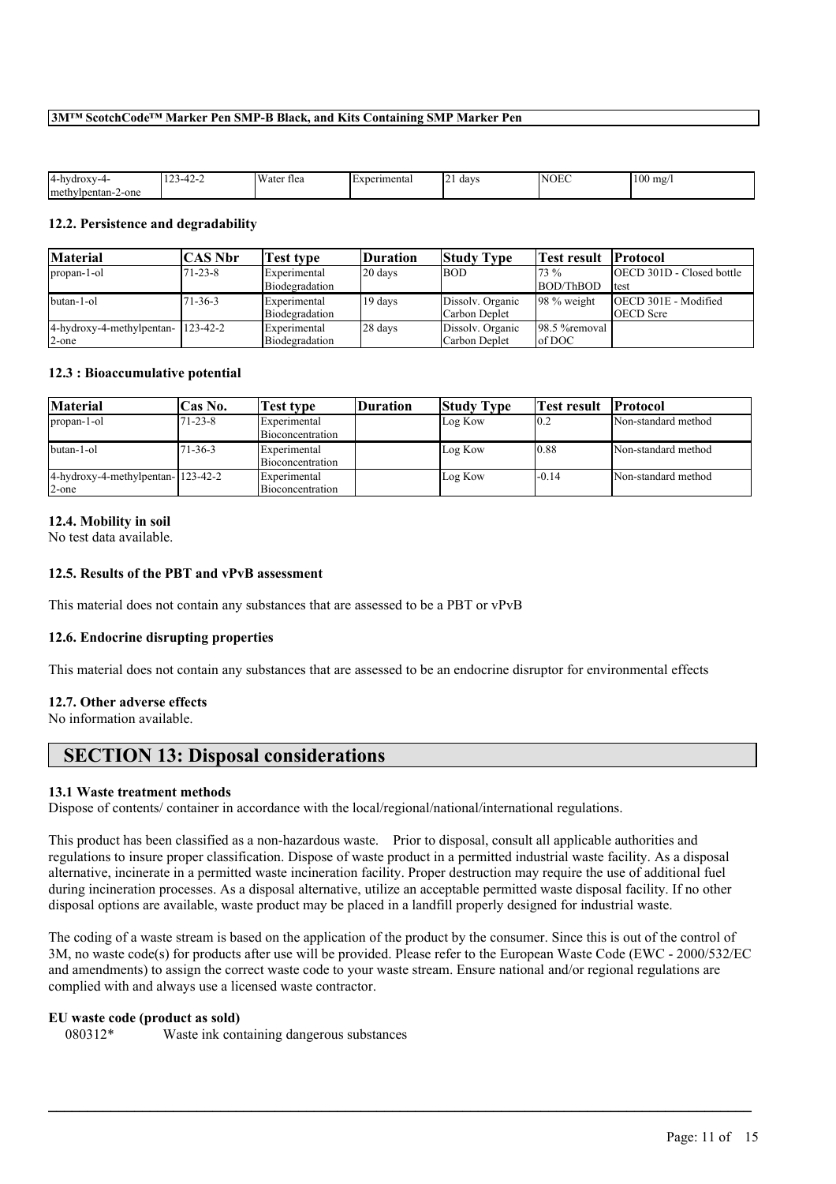| 4-hydroxy-4-methylpentan-2-one | 123-42-2 | Water flea | Experimental | 21 days | NOEC | 100 mg/l |
|---|---|---|---|---|---|---|

### 12.2. Persistence and degradability

| Material | CAS Nbr | Test type | Duration | Study Type | Test result | Protocol |
|---|---|---|---|---|---|---|
| propan-1-ol | 71-23-8 | Experimental Biodegradation | 20 days | BOD | 73 % BOD/ThBOD | OECD 301D - Closed bottle test |
| butan-1-ol | 71-36-3 | Experimental Biodegradation | 19 days | Dissolv. Organic Carbon Deplet | 98 % weight | OECD 301E - Modified OECD Scre |
| 4-hydroxy-4-methylpentan-2-one | 123-42-2 | Experimental Biodegradation | 28 days | Dissolv. Organic Carbon Deplet | 98.5 %removal of DOC | |

### 12.3 : Bioaccumulative potential

| Material | Cas No. | Test type | Duration | Study Type | Test result | Protocol |
|---|---|---|---|---|---|---|
| propan-1-ol | 71-23-8 | Experimental Bioconcentration | | Log Kow | 0.2 | Non-standard method |
| butan-1-ol | 71-36-3 | Experimental Bioconcentration | | Log Kow | 0.88 | Non-standard method |
| 4-hydroxy-4-methylpentan-2-one | 123-42-2 | Experimental Bioconcentration | | Log Kow | -0.14 | Non-standard method |

### 12.4. Mobility in soil

No test data available.

### 12.5. Results of the PBT and vPvB assessment

This material does not contain any substances that are assessed to be a PBT or vPvB

### 12.6. Endocrine disrupting properties

This material does not contain any substances that are assessed to be an endocrine disruptor for environmental effects

### 12.7. Other adverse effects

No information available.

## SECTION 13: Disposal considerations

### 13.1 Waste treatment methods

Dispose of contents/ container in accordance with the local/regional/national/international regulations.

This product has been classified as a non-hazardous waste. Prior to disposal, consult all applicable authorities and regulations to insure proper classification. Dispose of waste product in a permitted industrial waste facility. As a disposal alternative, incinerate in a permitted waste incineration facility. Proper destruction may require the use of additional fuel during incineration processes. As a disposal alternative, utilize an acceptable permitted waste disposal facility. If no other disposal options are available, waste product may be placed in a landfill properly designed for industrial waste.

The coding of a waste stream is based on the application of the product by the consumer. Since this is out of the control of 3M, no waste code(s) for products after use will be provided. Please refer to the European Waste Code (EWC - 2000/532/EC and amendments) to assign the correct waste code to your waste stream. Ensure national and/or regional regulations are complied with and always use a licensed waste contractor.

**EU waste code (product as sold)**

080312* Waste ink containing dangerous substances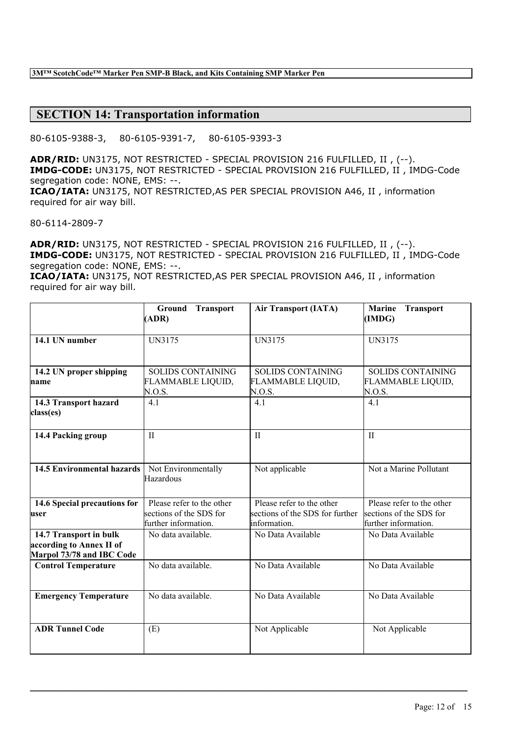## SECTION 14: Transportation information

80-6105-9388-3,    80-6105-9391-7,    80-6105-9393-3

**ADR/RID:** UN3175, NOT RESTRICTED - SPECIAL PROVISION 216 FULFILLED, II , (--).
**IMDG-CODE:** UN3175, NOT RESTRICTED - SPECIAL PROVISION 216 FULFILLED, II , IMDG-Code segregation code: NONE, EMS: --.
**ICAO/IATA:** UN3175, NOT RESTRICTED,AS PER SPECIAL PROVISION A46, II , information required for air way bill.

80-6114-2809-7

**ADR/RID:** UN3175, NOT RESTRICTED - SPECIAL PROVISION 216 FULFILLED, II , (--).
**IMDG-CODE:** UN3175, NOT RESTRICTED - SPECIAL PROVISION 216 FULFILLED, II , IMDG-Code segregation code: NONE, EMS: --.
**ICAO/IATA:** UN3175, NOT RESTRICTED,AS PER SPECIAL PROVISION A46, II , information required for air way bill.

| | **Ground Transport (ADR)** | **Air Transport (IATA)** | **Marine Transport (IMDG)** |
|---|---|---|---|
| **14.1 UN number** | UN3175 | UN3175 | UN3175 |
| **14.2 UN proper shipping name** | SOLIDS CONTAINING FLAMMABLE LIQUID, N.O.S. | SOLIDS CONTAINING FLAMMABLE LIQUID, N.O.S. | SOLIDS CONTAINING FLAMMABLE LIQUID, N.O.S. |
| **14.3 Transport hazard class(es)** | 4.1 | 4.1 | 4.1 |
| **14.4 Packing group** | II | II | II |
| **14.5 Environmental hazards** | Not Environmentally Hazardous | Not applicable | Not a Marine Pollutant |
| **14.6 Special precautions for user** | Please refer to the other sections of the SDS for further information. | Please refer to the other sections of the SDS for further information. | Please refer to the other sections of the SDS for further information. |
| **14.7 Transport in bulk according to Annex II of Marpol 73/78 and IBC Code** | No data available. | No Data Available | No Data Available |
| **Control Temperature** | No data available. | No Data Available | No Data Available |
| **Emergency Temperature** | No data available. | No Data Available | No Data Available |
| **ADR Tunnel Code** | (E) | Not Applicable | Not Applicable |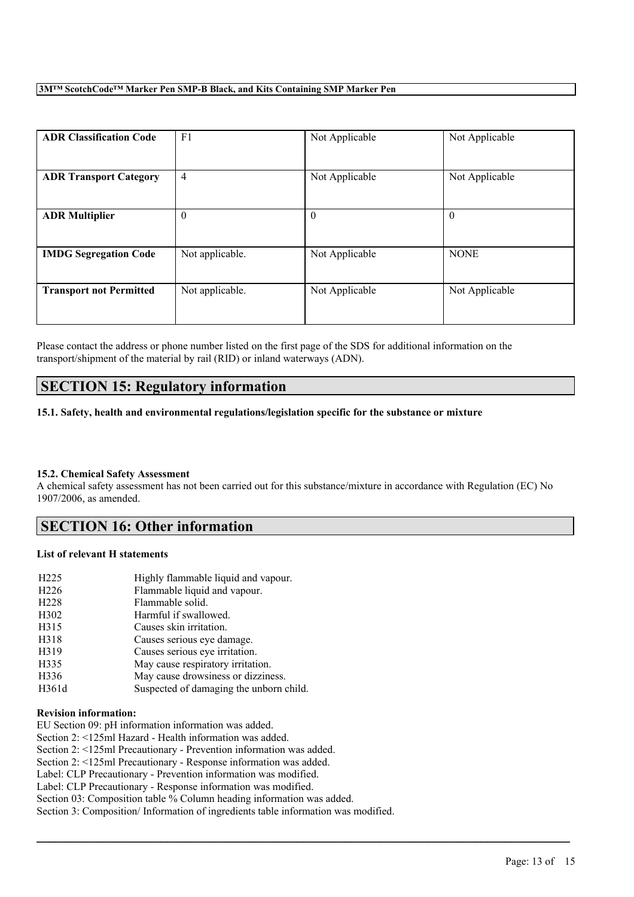| ADR Classification Code | F1 | Not Applicable | Not Applicable |
|---|---|---|---|
| ADR Transport Category | 4 | Not Applicable | Not Applicable |
| ADR Multiplier | 0 | 0 | 0 |
| IMDG Segregation Code | Not applicable. | Not Applicable | NONE |
| Transport not Permitted | Not applicable. | Not Applicable | Not Applicable |

Please contact the address or phone number listed on the first page of the SDS for additional information on the transport/shipment of the material by rail (RID) or inland waterways (ADN).

## SECTION 15: Regulatory information

**15.1. Safety, health and environmental regulations/legislation specific for the substance or mixture**

**15.2. Chemical Safety Assessment**

A chemical safety assessment has not been carried out for this substance/mixture in accordance with Regulation (EC) No 1907/2006, as amended.

## SECTION 16: Other information

**List of relevant H statements**

| | |
|---|---|
| H225 | Highly flammable liquid and vapour. |
| H226 | Flammable liquid and vapour. |
| H228 | Flammable solid. |
| H302 | Harmful if swallowed. |
| H315 | Causes skin irritation. |
| H318 | Causes serious eye damage. |
| H319 | Causes serious eye irritation. |
| H335 | May cause respiratory irritation. |
| H336 | May cause drowsiness or dizziness. |
| H361d | Suspected of damaging the unborn child. |

**Revision information:**

EU Section 09: pH information information was added.

Section 2: <125ml Hazard - Health information was added.

Section 2: <125ml Precautionary - Prevention information was added.

Section 2: <125ml Precautionary - Response information was added.

Label: CLP Precautionary - Prevention information was modified.

Label: CLP Precautionary - Response information was modified.

Section 03: Composition table % Column heading information was added.

Section 3: Composition/ Information of ingredients table information was modified.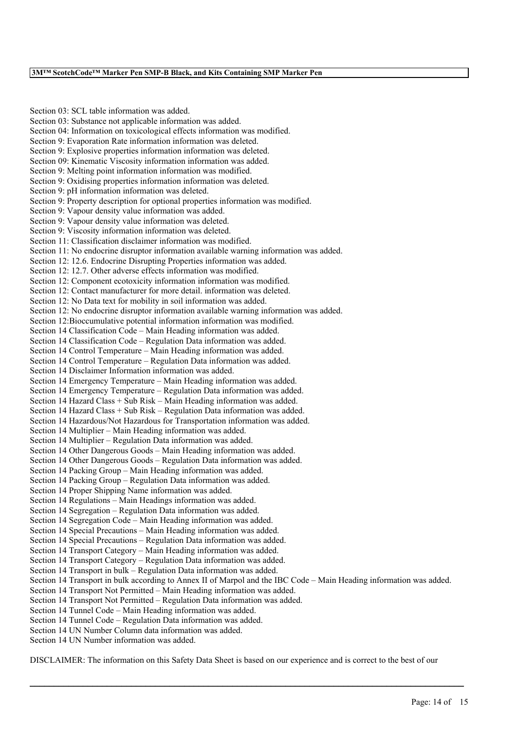Section 03: SCL table information was added.
Section 03: Substance not applicable information was added.
Section 04: Information on toxicological effects information was modified.
Section 9: Evaporation Rate information information was deleted.
Section 9: Explosive properties information information was deleted.
Section 09: Kinematic Viscosity information information was added.
Section 9: Melting point information information was modified.
Section 9: Oxidising properties information information was deleted.
Section 9: pH information information was deleted.
Section 9: Property description for optional properties information was modified.
Section 9: Vapour density value information was added.
Section 9: Vapour density value information was deleted.
Section 9: Viscosity information information was deleted.
Section 11: Classification disclaimer information was modified.
Section 11: No endocrine disruptor information available warning information was added.
Section 12: 12.6. Endocrine Disrupting Properties information was added.
Section 12: 12.7. Other adverse effects information was modified.
Section 12: Component ecotoxicity information information was modified.
Section 12: Contact manufacturer for more detail. information was deleted.
Section 12: No Data text for mobility in soil information was added.
Section 12: No endocrine disruptor information available warning information was added.
Section 12:Bioccumulative potential information information was modified.
Section 14 Classification Code – Main Heading information was added.
Section 14 Classification Code – Regulation Data information was added.
Section 14 Control Temperature – Main Heading information was added.
Section 14 Control Temperature – Regulation Data information was added.
Section 14 Disclaimer Information information was added.
Section 14 Emergency Temperature – Main Heading information was added.
Section 14 Emergency Temperature – Regulation Data information was added.
Section 14 Hazard Class + Sub Risk – Main Heading information was added.
Section 14 Hazard Class + Sub Risk – Regulation Data information was added.
Section 14 Hazardous/Not Hazardous for Transportation information was added.
Section 14 Multiplier – Main Heading information was added.
Section 14 Multiplier – Regulation Data information was added.
Section 14 Other Dangerous Goods – Main Heading information was added.
Section 14 Other Dangerous Goods – Regulation Data information was added.
Section 14 Packing Group – Main Heading information was added.
Section 14 Packing Group – Regulation Data information was added.
Section 14 Proper Shipping Name information was added.
Section 14 Regulations – Main Headings information was added.
Section 14 Segregation – Regulation Data information was added.
Section 14 Segregation Code – Main Heading information was added.
Section 14 Special Precautions – Main Heading information was added.
Section 14 Special Precautions – Regulation Data information was added.
Section 14 Transport Category – Main Heading information was added.
Section 14 Transport Category – Regulation Data information was added.
Section 14 Transport in bulk – Regulation Data information was added.
Section 14 Transport in bulk according to Annex II of Marpol and the IBC Code – Main Heading information was added.
Section 14 Transport Not Permitted – Main Heading information was added.
Section 14 Transport Not Permitted – Regulation Data information was added.
Section 14 Tunnel Code – Main Heading information was added.
Section 14 Tunnel Code – Regulation Data information was added.
Section 14 UN Number Column data information was added.
Section 14 UN Number information was added.

DISCLAIMER: The information on this Safety Data Sheet is based on our experience and is correct to the best of our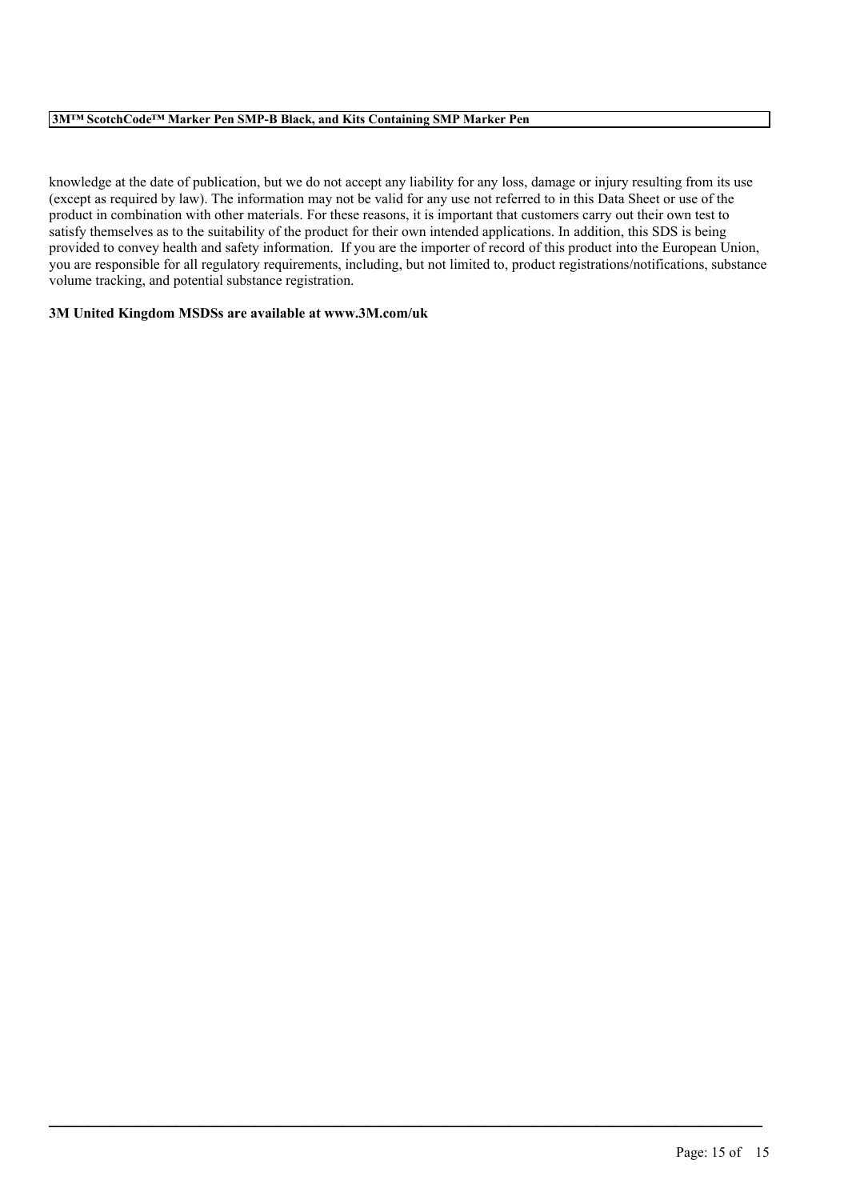knowledge at the date of publication, but we do not accept any liability for any loss, damage or injury resulting from its use (except as required by law). The information may not be valid for any use not referred to in this Data Sheet or use of the product in combination with other materials. For these reasons, it is important that customers carry out their own test to satisfy themselves as to the suitability of the product for their own intended applications. In addition, this SDS is being provided to convey health and safety information. If you are the importer of record of this product into the European Union, you are responsible for all regulatory requirements, including, but not limited to, product registrations/notifications, substance volume tracking, and potential substance registration.

**3M United Kingdom MSDSs are available at www.3M.com/uk**